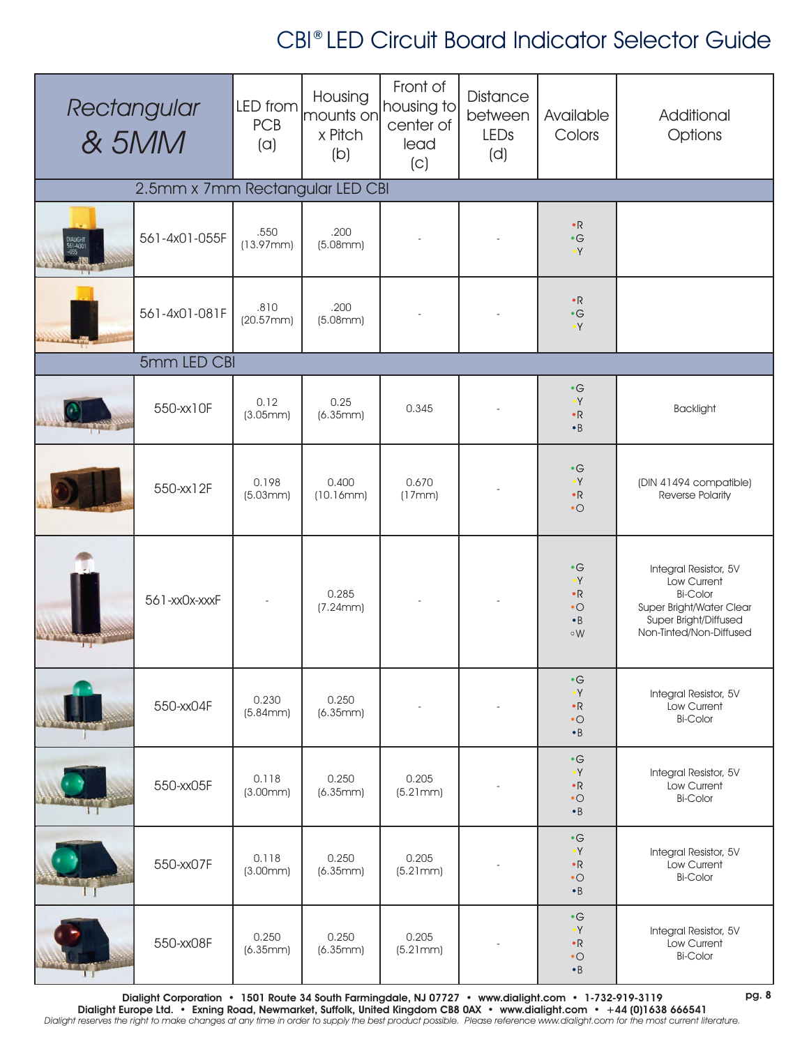# CBI® LED Circuit Board Indicator Selector Guide

| *Rectangular & 5MM* | | LED from PCB (a) | Housing mounts on x Pitch (b) | Front of housing to center of lead (c) | Distance between LEDs (d) | Available Colors | Additional Options |
|---|---|---|---|---|---|---|---|
| **2.5mm x 7mm Rectangular LED CBI** | | | | | | | |
| | 561-4x01-055F | .550 (13.97mm) | .200 (5.08mm) | - | - | •R •G •Y | |
| | 561-4x01-081F | .810 (20.57mm) | .200 (5.08mm) | - | - | •R •G •Y | |
| **5mm LED CBI** | | | | | | | |
| | 550-xx10F | 0.12 (3.05mm) | 0.25 (6.35mm) | 0.345 | - | •G •Y •R •B | Backlight |
| | 550-xx12F | 0.198 (5.03mm) | 0.400 (10.16mm) | 0.670 (17mm) | - | •G •Y •R •O | (DIN 41494 compatible) Reverse Polarity |
| | 561-xx0x-xxxF | - | 0.285 (7.24mm) | - | - | •G •Y •R •O •B ◦W | Integral Resistor, 5V Low Current Bi-Color Super Bright/Water Clear Super Bright/Diffused Non-Tinted/Non-Diffused |
| | 550-xx04F | 0.230 (5.84mm) | 0.250 (6.35mm) | - | - | •G •Y •R •O •B | Integral Resistor, 5V Low Current Bi-Color |
| | 550-xx05F | 0.118 (3.00mm) | 0.250 (6.35mm) | 0.205 (5.21mm) | - | •G •Y •R •O •B | Integral Resistor, 5V Low Current Bi-Color |
| | 550-xx07F | 0.118 (3.00mm) | 0.250 (6.35mm) | 0.205 (5.21mm) | - | •G •Y •R •O •B | Integral Resistor, 5V Low Current Bi-Color |
| | 550-xx08F | 0.250 (6.35mm) | 0.250 (6.35mm) | 0.205 (5.21mm) | - | •G •Y •R •O •B | Integral Resistor, 5V Low Current Bi-Color |

**Dialight Corporation • 1501 Route 34 South Farmingdale, NJ 07727 • www.dialight.com • 1-732-919-3119**
**Dialight Europe Ltd. • Exning Road, Newmarket, Suffolk, United Kingdom CB8 0AX • www.dialight.com • +44 (0)1638 666541**
*Dialight reserves the right to make changes at any time in order to supply the best product possible. Please reference www.dialight.com for the most current literature.*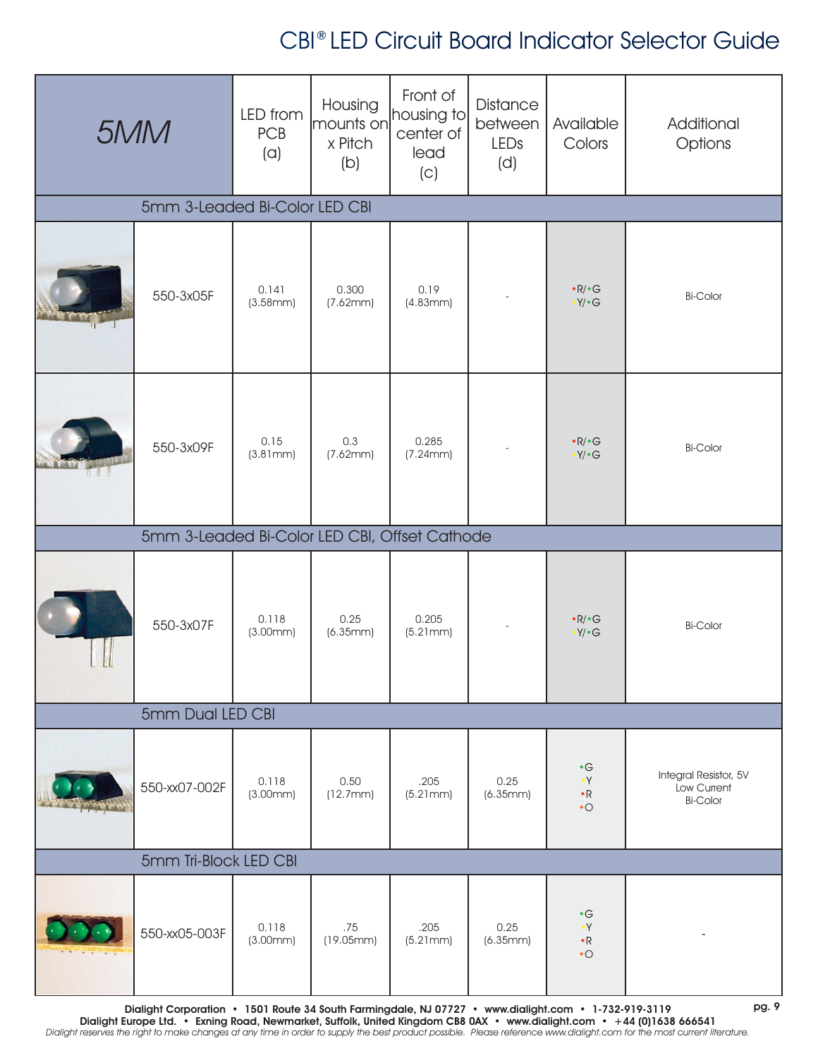# CBI® LED Circuit Board Indicator Selector Guide

| 5MM | | LED from PCB (a) | Housing mounts on x Pitch (b) | Front of housing to center of lead (c) | Distance between LEDs (d) | Available Colors | Additional Options |
|---|---|---|---|---|---|---|---|
| **5mm 3-Leaded Bi-Color LED CBI** | | | | | | | |
| | 550-3x05F | 0.141 (3.58mm) | 0.300 (7.62mm) | 0.19 (4.83mm) | - | •R/•G •Y/•G | Bi-Color |
| | 550-3x09F | 0.15 (3.81mm) | 0.3 (7.62mm) | 0.285 (7.24mm) | - | •R/•G •Y/•G | Bi-Color |
| **5mm 3-Leaded Bi-Color LED CBI, Offset Cathode** | | | | | | | |
| | 550-3x07F | 0.118 (3.00mm) | 0.25 (6.35mm) | 0.205 (5.21mm) | - | •R/•G •Y/•G | Bi-Color |
| **5mm Dual LED CBI** | | | | | | | |
| | 550-xx07-002F | 0.118 (3.00mm) | 0.50 (12.7mm) | .205 (5.21mm) | 0.25 (6.35mm) | •G •Y •R •O | Integral Resistor, 5V Low Current Bi-Color |
| **5mm Tri-Block LED CBI** | | | | | | | |
| | 550-xx05-003F | 0.118 (3.00mm) | .75 (19.05mm) | .205 (5.21mm) | 0.25 (6.35mm) | •G •Y •R •O | - |

**Dialight Corporation • 1501 Route 34 South Farmingdale, NJ 07727 • www.dialight.com • 1-732-919-3119**
**Dialight Europe Ltd. • Exning Road, Newmarket, Suffolk, United Kingdom CB8 0AX • www.dialight.com • +44 (0)1638 666541**
*Dialight reserves the right to make changes at any time in order to supply the best product possible. Please reference www.dialight.com for the most current literature.*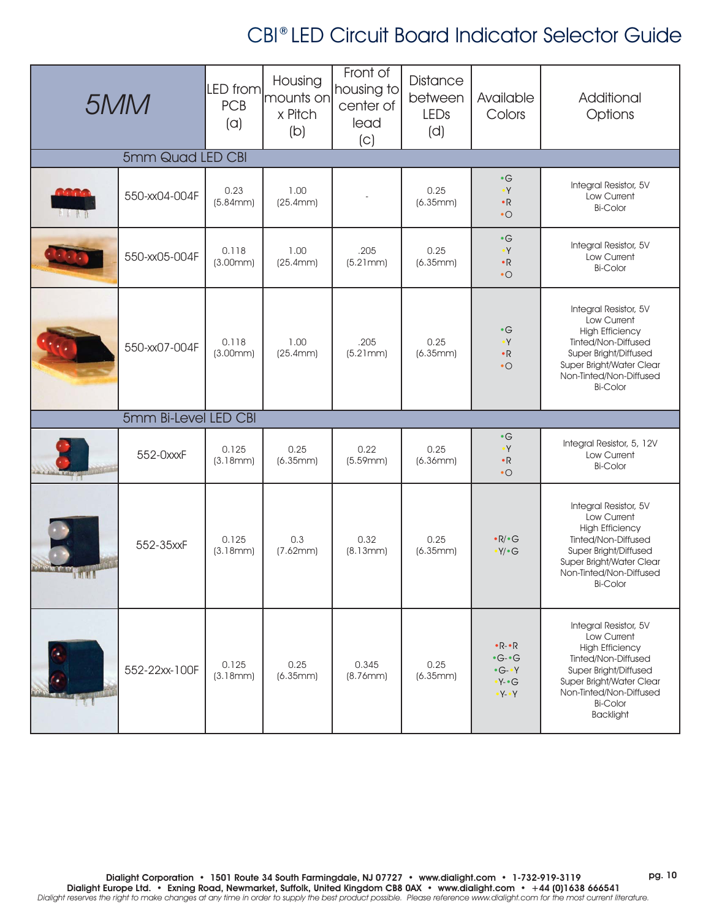# CBI® LED Circuit Board Indicator Selector Guide

| 5MM | | LED from PCB (a) | Housing mounts on x Pitch (b) | Front of housing to center of lead (c) | Distance between LEDs (d) | Available Colors | Additional Options |
|---|---|---|---|---|---|---|---|
| **5mm Quad LED CBI** | | | | | | | |
| | 550-xx04-004F | 0.23 (5.84mm) | 1.00 (25.4mm) | - | 0.25 (6.35mm) | •G •Y •R •O | Integral Resistor, 5V Low Current Bi-Color |
| | 550-xx05-004F | 0.118 (3.00mm) | 1.00 (25.4mm) | .205 (5.21mm) | 0.25 (6.35mm) | •G •Y •R •O | Integral Resistor, 5V Low Current Bi-Color |
| | 550-xx07-004F | 0.118 (3.00mm) | 1.00 (25.4mm) | .205 (5.21mm) | 0.25 (6.35mm) | •G •Y •R •O | Integral Resistor, 5V Low Current High Efficiency Tinted/Non-Diffused Super Bright/Diffused Super Bright/Water Clear Non-Tinted/Non-Diffused Bi-Color |
| **5mm Bi-Level LED CBI** | | | | | | | |
| | 552-0xxxF | 0.125 (3.18mm) | 0.25 (6.35mm) | 0.22 (5.59mm) | 0.25 (6.36mm) | •G •Y •R •O | Integral Resistor, 5, 12V Low Current Bi-Color |
| | 552-35xxF | 0.125 (3.18mm) | 0.3 (7.62mm) | 0.32 (8.13mm) | 0.25 (6.35mm) | •R/•G •Y/•G | Integral Resistor, 5V Low Current High Efficiency Tinted/Non-Diffused Super Bright/Diffused Super Bright/Water Clear Non-Tinted/Non-Diffused Bi-Color |
| | 552-22xx-100F | 0.125 (3.18mm) | 0.25 (6.35mm) | 0.345 (8.76mm) | 0.25 (6.35mm) | •R-•R •G-•G •G-•Y •Y-•G •Y-•Y | Integral Resistor, 5V Low Current High Efficiency Tinted/Non-Diffused Super Bright/Diffused Super Bright/Water Clear Non-Tinted/Non-Diffused Bi-Color Backlight |

**Dialight Corporation • 1501 Route 34 South Farmingdale, NJ 07727 • www.dialight.com • 1-732-919-3119**
**Dialight Europe Ltd. • Exning Road, Newmarket, Suffolk, United Kingdom CB8 0AX • www.dialight.com • +44 (0)1638 666541**
*Dialight reserves the right to make changes at any time in order to supply the best product possible. Please reference www.dialight.com for the most current literature.*